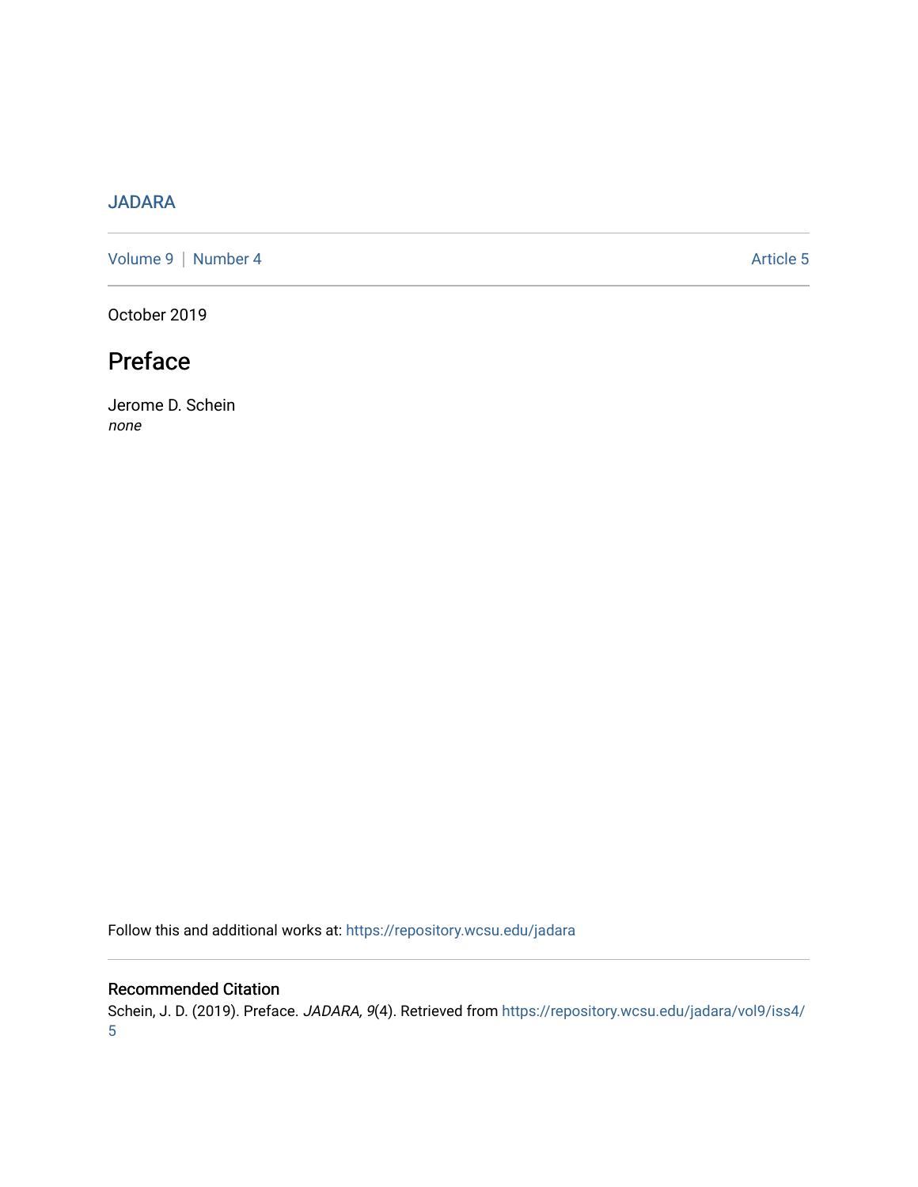JADARA

Volume 9 | Number 4 Article 5

October 2019

# Preface

Jerome D. Schein
*none*

Follow this and additional works at: https://repository.wcsu.edu/jadara

## Recommended Citation

Schein, J. D. (2019). Preface. *JADARA, 9*(4). Retrieved from https://repository.wcsu.edu/jadara/vol9/iss4/5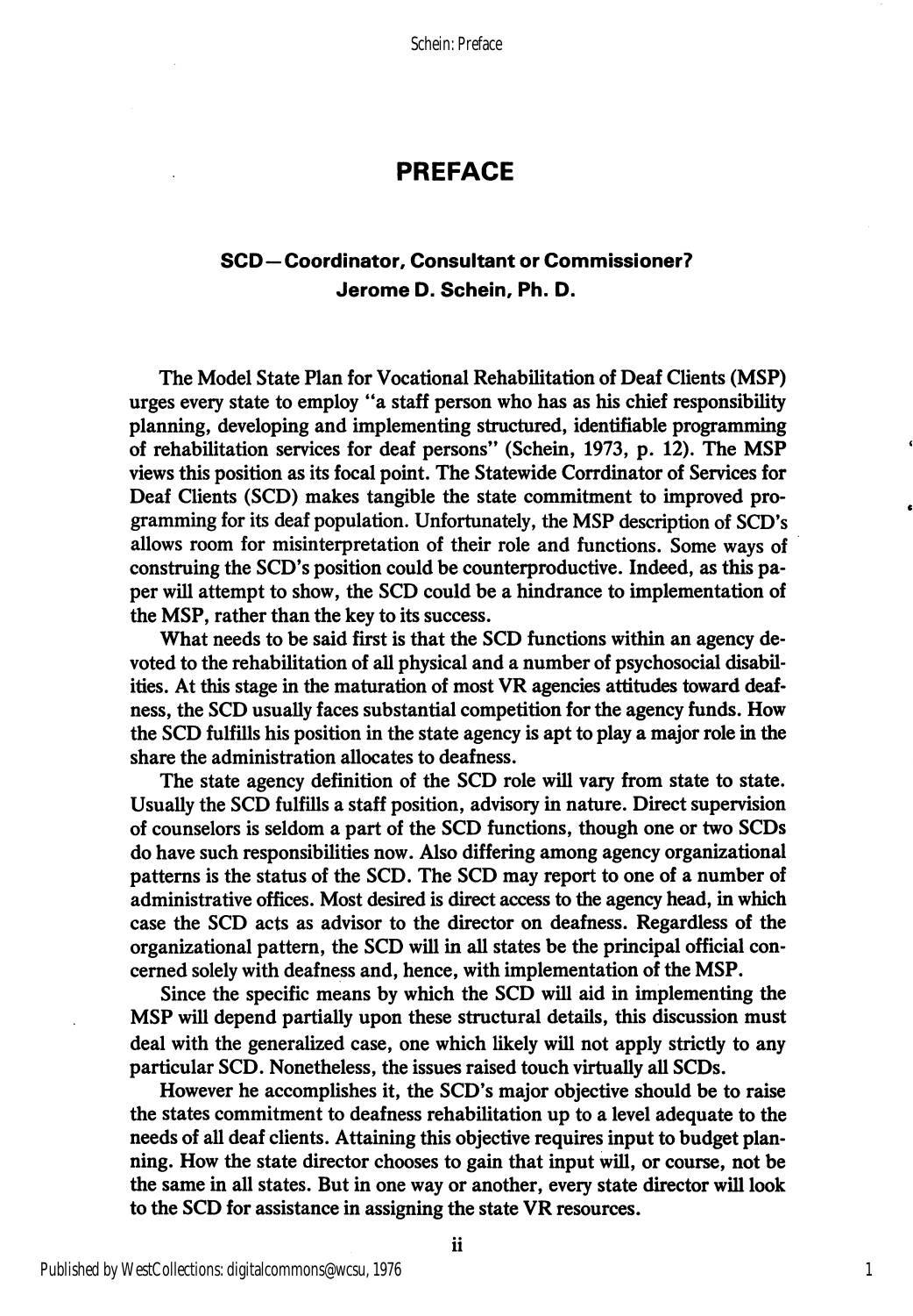# PREFACE

## SCD—Coordinator, Consultant or Commissioner?

**Jerome D. Schein, Ph. D.**

The Model State Plan for Vocational Rehabilitation of Deaf Clients (MSP) urges every state to employ "a staff person who has as his chief responsibility planning, developing and implementing structured, identifiable programming of rehabilitation services for deaf persons" (Schein, 1973, p. 12). The MSP views this position as its focal point. The Statewide Corrdinator of Services for Deaf Clients (SCD) makes tangible the state commitment to improved programming for its deaf population. Unfortunately, the MSP description of SCD's allows room for misinterpretation of their role and functions. Some ways of construing the SCD's position could be counterproductive. Indeed, as this paper will attempt to show, the SCD could be a hindrance to implementation of the MSP, rather than the key to its success.

What needs to be said first is that the SCD functions within an agency devoted to the rehabilitation of all physical and a number of psychosocial disabilities. At this stage in the maturation of most VR agencies attitudes toward deafness, the SCD usually faces substantial competition for the agency funds. How the SCD fulfills his position in the state agency is apt to play a major role in the share the administration allocates to deafness.

The state agency definition of the SCD role will vary from state to state. Usually the SCD fulfills a staff position, advisory in nature. Direct supervision of counselors is seldom a part of the SCD functions, though one or two SCDs do have such responsibilities now. Also differing among agency organizational patterns is the status of the SCD. The SCD may report to one of a number of administrative offices. Most desired is direct access to the agency head, in which case the SCD acts as advisor to the director on deafness. Regardless of the organizational pattern, the SCD will in all states be the principal official concerned solely with deafness and, hence, with implementation of the MSP.

Since the specific means by which the SCD will aid in implementing the MSP will depend partially upon these structural details, this discussion must deal with the generalized case, one which likely will not apply strictly to any particular SCD. Nonetheless, the issues raised touch virtually all SCDs.

However he accomplishes it, the SCD's major objective should be to raise the states commitment to deafness rehabilitation up to a level adequate to the needs of all deaf clients. Attaining this objective requires input to budget planning. How the state director chooses to gain that input will, or course, not be the same in all states. But in one way or another, every state director will look to the SCD for assistance in assigning the state VR resources.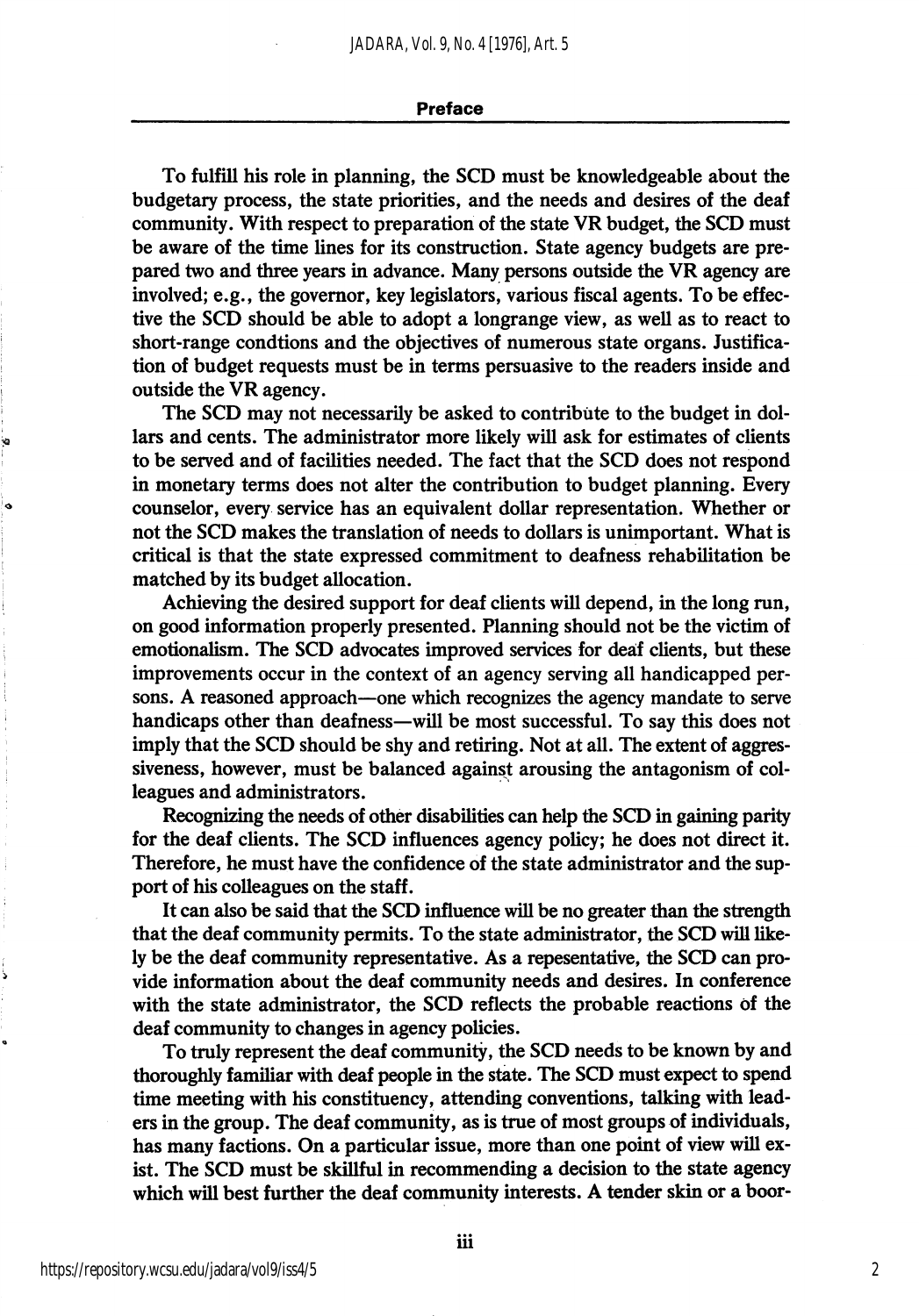## Preface

To fulfill his role in planning, the SCD must be knowledgeable about the budgetary process, the state priorities, and the needs and desires of the deaf community. With respect to preparation of the state VR budget, the SCD must be aware of the time lines for its construction. State agency budgets are prepared two and three years in advance. Many persons outside the VR agency are involved; e.g., the governor, key legislators, various fiscal agents. To be effective the SCD should be able to adopt a longrange view, as well as to react to short-range condtions and the objectives of numerous state organs. Justification of budget requests must be in terms persuasive to the readers inside and outside the VR agency.

The SCD may not necessarily be asked to contribute to the budget in dollars and cents. The administrator more likely will ask for estimates of clients to be served and of facilities needed. The fact that the SCD does not respond in monetary terms does not alter the contribution to budget planning. Every counselor, every service has an equivalent dollar representation. Whether or not the SCD makes the translation of needs to dollars is unimportant. What is critical is that the state expressed commitment to deafness rehabilitation be matched by its budget allocation.

Achieving the desired support for deaf clients will depend, in the long run, on good information properly presented. Planning should not be the victim of emotionalism. The SCD advocates improved services for deaf clients, but these improvements occur in the context of an agency serving all handicapped persons. A reasoned approach—one which recognizes the agency mandate to serve handicaps other than deafness—will be most successful. To say this does not imply that the SCD should be shy and retiring. Not at all. The extent of aggressiveness, however, must be balanced against arousing the antagonism of colleagues and administrators.

Recognizing the needs of other disabilities can help the SCD in gaining parity for the deaf clients. The SCD influences agency policy; he does not direct it. Therefore, he must have the confidence of the state administrator and the support of his colleagues on the staff.

It can also be said that the SCD influence will be no greater than the strength that the deaf community permits. To the state administrator, the SCD will likely be the deaf community representative. As a repesentative, the SCD can provide information about the deaf community needs and desires. In conference with the state administrator, the SCD reflects the probable reactions of the deaf community to changes in agency policies.

To truly represent the deaf community, the SCD needs to be known by and thoroughly familiar with deaf people in the state. The SCD must expect to spend time meeting with his constituency, attending conventions, talking with leaders in the group. The deaf community, as is true of most groups of individuals, has many factions. On a particular issue, more than one point of view will exist. The SCD must be skillful in recommending a decision to the state agency which will best further the deaf community interests. A tender skin or a boor-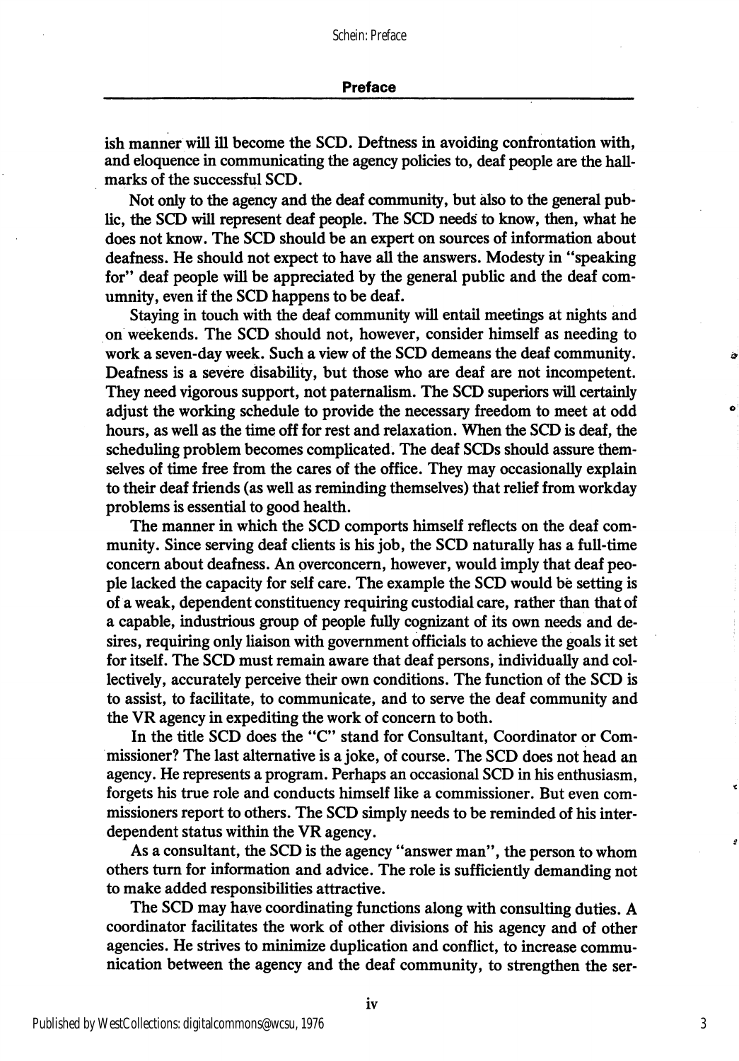ish manner will ill become the SCD. Deftness in avoiding confrontation with, and eloquence in communicating the agency policies to, deaf people are the hallmarks of the successful SCD.

Not only to the agency and the deaf community, but also to the general public, the SCD will represent deaf people. The SCD needs to know, then, what he does not know. The SCD should be an expert on sources of information about deafness. He should not expect to have all the answers. Modesty in "speaking for" deaf people will be appreciated by the general public and the deaf community, even if the SCD happens to be deaf.

Staying in touch with the deaf community will entail meetings at nights and on weekends. The SCD should not, however, consider himself as needing to work a seven-day week. Such a view of the SCD demeans the deaf community. Deafness is a severe disability, but those who are deaf are not incompetent. They need vigorous support, not paternalism. The SCD superiors will certainly adjust the working schedule to provide the necessary freedom to meet at odd hours, as well as the time off for rest and relaxation. When the SCD is deaf, the scheduling problem becomes complicated. The deaf SCDs should assure themselves of time free from the cares of the office. They may occasionally explain to their deaf friends (as well as reminding themselves) that relief from workday problems is essential to good health.

The manner in which the SCD comports himself reflects on the deaf community. Since serving deaf clients is his job, the SCD naturally has a full-time concern about deafness. An overconcern, however, would imply that deaf people lacked the capacity for self care. The example the SCD would be setting is of a weak, dependent constituency requiring custodial care, rather than that of a capable, industrious group of people fully cognizant of its own needs and desires, requiring only liaison with government officials to achieve the goals it set for itself. The SCD must remain aware that deaf persons, individually and collectively, accurately perceive their own conditions. The function of the SCD is to assist, to facilitate, to communicate, and to serve the deaf community and the VR agency in expediting the work of concern to both.

In the title SCD does the "C" stand for Consultant, Coordinator or Commissioner? The last alternative is a joke, of course. The SCD does not head an agency. He represents a program. Perhaps an occasional SCD in his enthusiasm, forgets his true role and conducts himself like a commissioner. But even commissioners report to others. The SCD simply needs to be reminded of his interdependent status within the VR agency.

As a consultant, the SCD is the agency "answer man", the person to whom others turn for information and advice. The role is sufficiently demanding not to make added responsibilities attractive.

The SCD may have coordinating functions along with consulting duties. A coordinator facilitates the work of other divisions of his agency and of other agencies. He strives to minimize duplication and conflict, to increase communication between the agency and the deaf community, to strengthen the ser-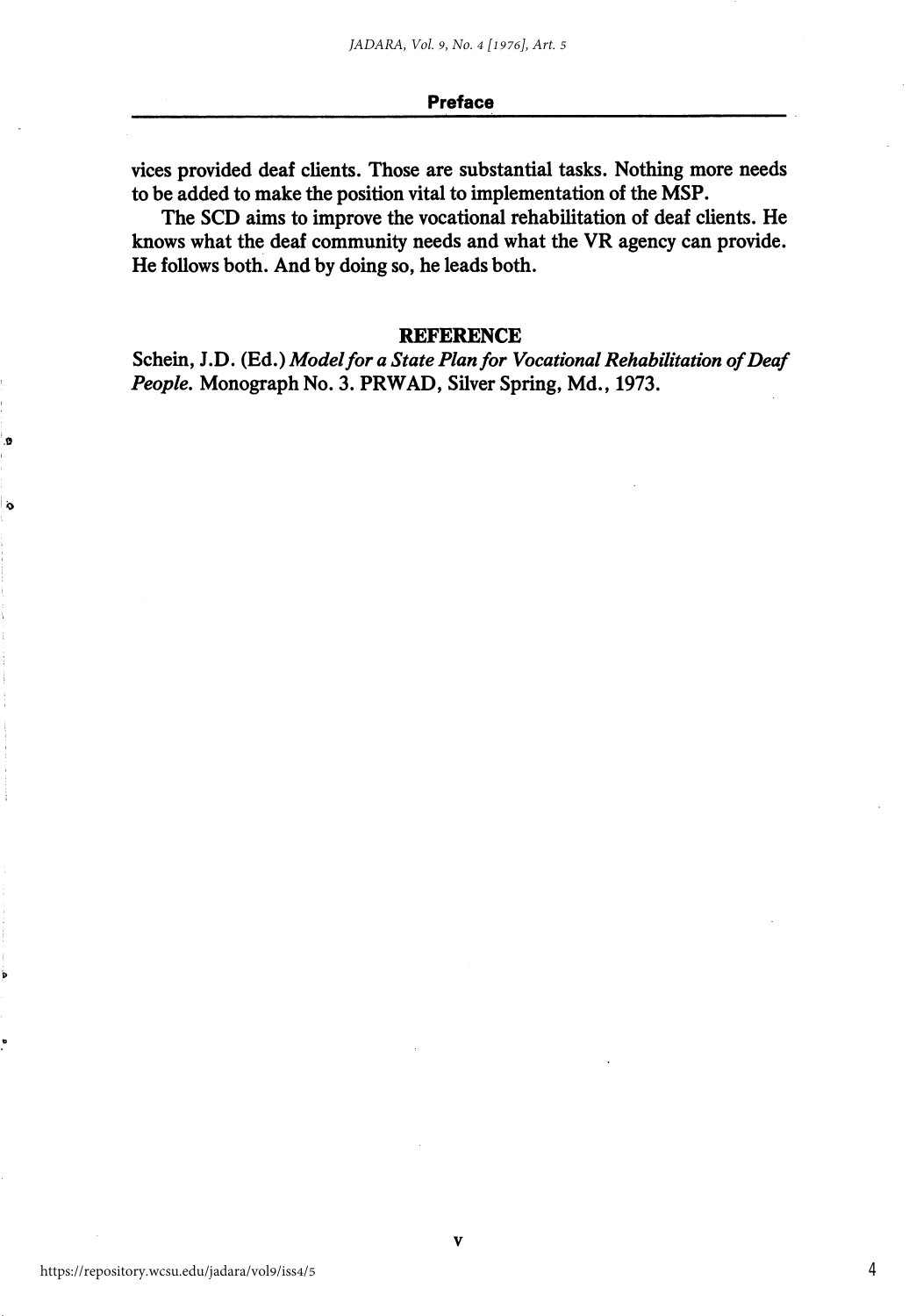vices provided deaf clients. Those are substantial tasks. Nothing more needs to be added to make the position vital to implementation of the MSP.

The SCD aims to improve the vocational rehabilitation of deaf clients. He knows what the deaf community needs and what the VR agency can provide. He follows both. And by doing so, he leads both.

## REFERENCE

Schein, J.D. (Ed.) *Model for a State Plan for Vocational Rehabilitation of Deaf People.* Monograph No. 3. PRWAD, Silver Spring, Md., 1973.